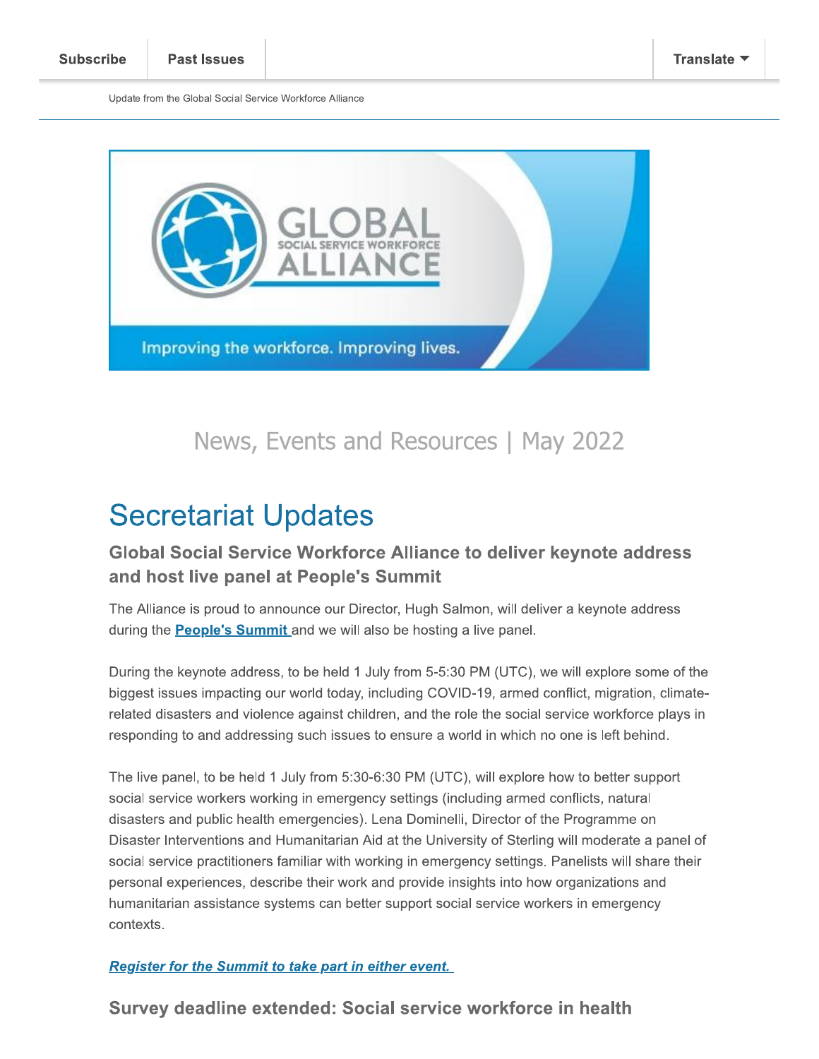Subscribe | Past Issues | Translate

Update from the Global Social Service Workforce Alliance

News, Events and Resources | May 2022

# Secretariat Updates

### Global Social Service Workforce Alliance to deliver keynote address and host live panel at People's Summit

The Alliance is proud to announce our Director, Hugh Salmon, will deliver a keynote address during the **People's Summit** and we will also be hosting a live panel.

During the keynote address, to be held 1 July from 5-5:30 PM (UTC), we will explore some of the biggest issues impacting our world today, including COVID-19, armed conflict, migration, climate-related disasters and violence against children, and the role the social service workforce plays in responding to and addressing such issues to ensure a world in which no one is left behind.

The live panel, to be held 1 July from 5:30-6:30 PM (UTC), will explore how to better support social service workers working in emergency settings (including armed conflicts, natural disasters and public health emergencies). Lena Dominelli, Director of the Programme on Disaster Interventions and Humanitarian Aid at the University of Sterling will moderate a panel of social service practitioners familiar with working in emergency settings. Panelists will share their personal experiences, describe their work and provide insights into how organizations and humanitarian assistance systems can better support social service workers in emergency contexts.

***Register for the Summit to take part in either event.***

### Survey deadline extended: Social service workforce in health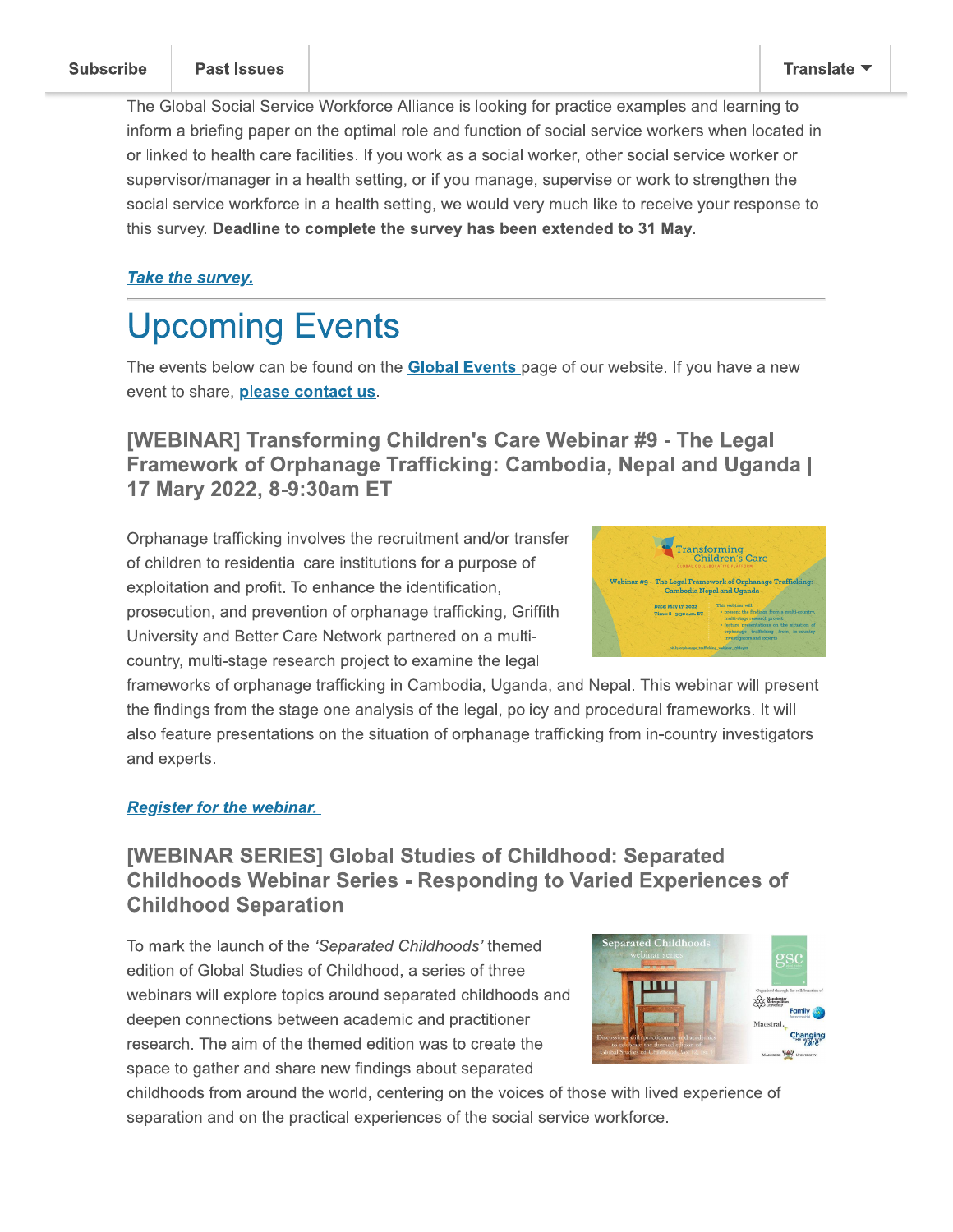Subscribe | Past Issues | Translate

The Global Social Service Workforce Alliance is looking for practice examples and learning to inform a briefing paper on the optimal role and function of social service workers when located in or linked to health care facilities. If you work as a social worker, other social service worker or supervisor/manager in a health setting, or if you manage, supervise or work to strengthen the social service workforce in a health setting, we would very much like to receive your response to this survey. **Deadline to complete the survey has been extended to 31 May.**

***Take the survey.***

---

# Upcoming Events

The events below can be found on the **Global Events** page of our website. If you have a new event to share, **please contact us**.

### [WEBINAR] Transforming Children's Care Webinar #9 - The Legal Framework of Orphanage Trafficking: Cambodia, Nepal and Uganda | 17 Mary 2022, 8-9:30am ET

Orphanage trafficking involves the recruitment and/or transfer of children to residential care institutions for a purpose of exploitation and profit. To enhance the identification, prosecution, and prevention of orphanage trafficking, Griffith University and Better Care Network partnered on a multi-country, multi-stage research project to examine the legal frameworks of orphanage trafficking in Cambodia, Uganda, and Nepal. This webinar will present the findings from the stage one analysis of the legal, policy and procedural frameworks. It will also feature presentations on the situation of orphanage trafficking from in-country investigators and experts.

***Register for the webinar.***

### [WEBINAR SERIES] Global Studies of Childhood: Separated Childhoods Webinar Series - Responding to Varied Experiences of Childhood Separation

To mark the launch of the *'Separated Childhoods'* themed edition of Global Studies of Childhood, a series of three webinars will explore topics around separated childhoods and deepen connections between academic and practitioner research. The aim of the themed edition was to create the space to gather and share new findings about separated childhoods from around the world, centering on the voices of those with lived experience of separation and on the practical experiences of the social service workforce.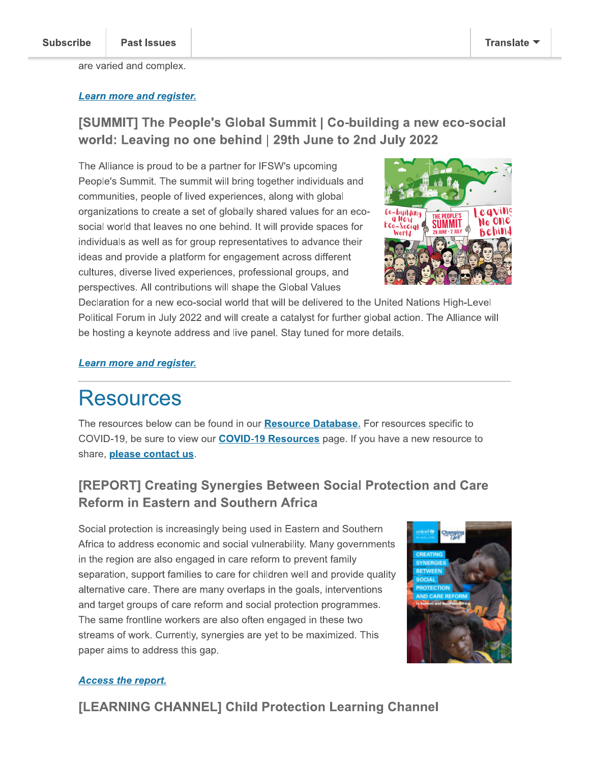are varied and complex.

***[Learn more and register.](#)***

### [SUMMIT] The People's Global Summit | Co-building a new eco-social world: Leaving no one behind | 29th June to 2nd July 2022

The Alliance is proud to be a partner for IFSW's upcoming People's Summit. The summit will bring together individuals and communities, people of lived experiences, along with global organizations to create a set of globally shared values for an eco-social world that leaves no one behind. It will provide spaces for individuals as well as for group representatives to advance their ideas and provide a platform for engagement across different cultures, diverse lived experiences, professional groups, and perspectives. All contributions will shape the Global Values Declaration for a new eco-social world that will be delivered to the United Nations High-Level Political Forum in July 2022 and will create a catalyst for further global action. The Alliance will be hosting a keynote address and live panel. Stay tuned for more details.

***[Learn more and register.](#)***

---

# Resources

The resources below can be found in our **[Resource Database.](#)** For resources specific to COVID-19, be sure to view our **[COVID-19 Resources](#)** page. If you have a new resource to share, **[please contact us](#)**.

### [REPORT] Creating Synergies Between Social Protection and Care Reform in Eastern and Southern Africa

Social protection is increasingly being used in Eastern and Southern Africa to address economic and social vulnerability. Many governments in the region are also engaged in care reform to prevent family separation, support families to care for children well and provide quality alternative care. There are many overlaps in the goals, interventions and target groups of care reform and social protection programmes. The same frontline workers are also often engaged in these two streams of work. Currently, synergies are yet to be maximized. This paper aims to address this gap.

***[Access the report.](#)***

### [LEARNING CHANNEL] Child Protection Learning Channel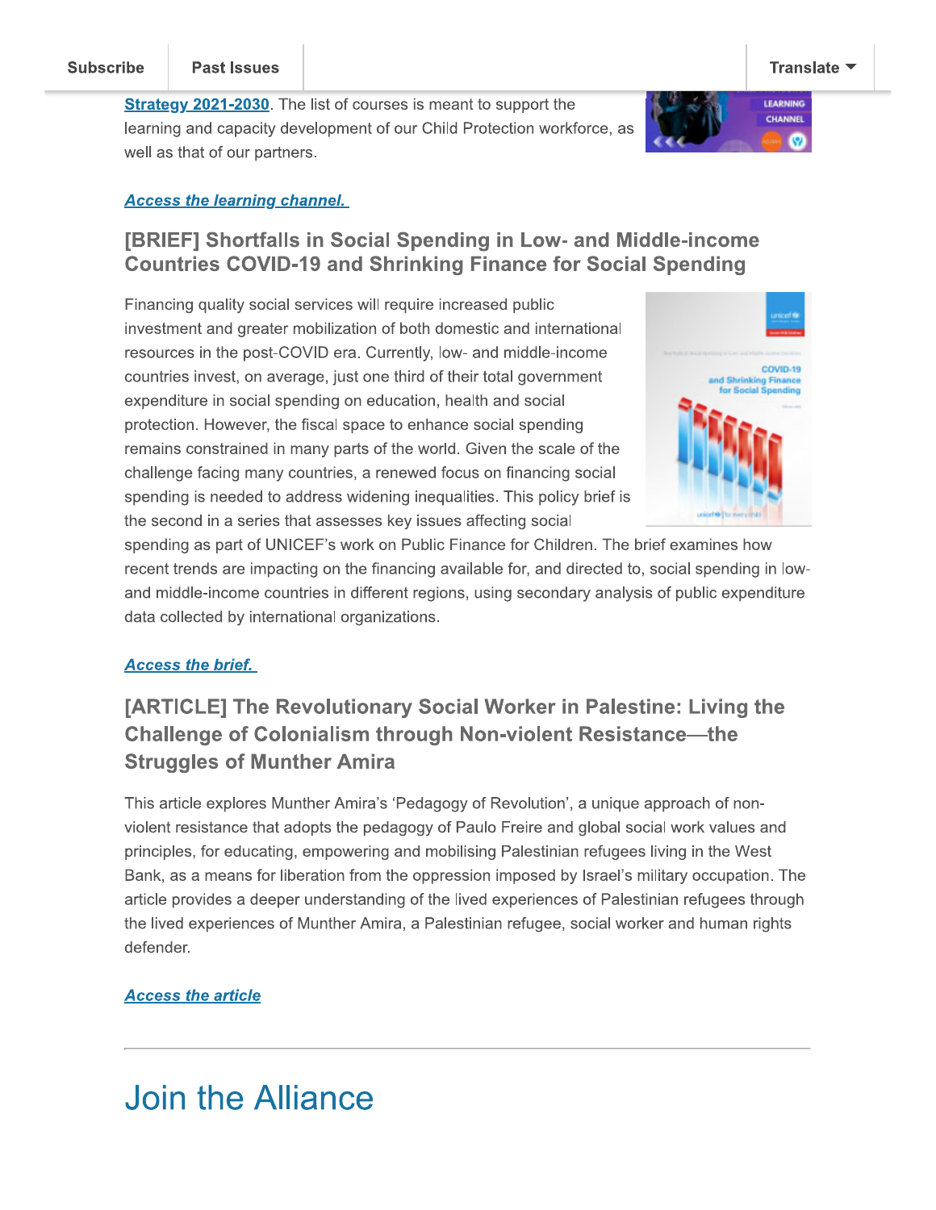Strategy 2021-2030. The list of courses is meant to support the learning and capacity development of our Child Protection workforce, as well as that of our partners.

***Access the learning channel.***

### [BRIEF] Shortfalls in Social Spending in Low- and Middle-income Countries COVID-19 and Shrinking Finance for Social Spending

Financing quality social services will require increased public investment and greater mobilization of both domestic and international resources in the post-COVID era. Currently, low- and middle-income countries invest, on average, just one third of their total government expenditure in social spending on education, health and social protection. However, the fiscal space to enhance social spending remains constrained in many parts of the world. Given the scale of the challenge facing many countries, a renewed focus on financing social spending is needed to address widening inequalities. This policy brief is the second in a series that assesses key issues affecting social spending as part of UNICEF's work on Public Finance for Children. The brief examines how recent trends are impacting on the financing available for, and directed to, social spending in low- and middle-income countries in different regions, using secondary analysis of public expenditure data collected by international organizations.

***Access the brief.***

### [ARTICLE] The Revolutionary Social Worker in Palestine: Living the Challenge of Colonialism through Non-violent Resistance—the Struggles of Munther Amira

This article explores Munther Amira's 'Pedagogy of Revolution', a unique approach of non-violent resistance that adopts the pedagogy of Paulo Freire and global social work values and principles, for educating, empowering and mobilising Palestinian refugees living in the West Bank, as a means for liberation from the oppression imposed by Israel's military occupation. The article provides a deeper understanding of the lived experiences of Palestinian refugees through the lived experiences of Munther Amira, a Palestinian refugee, social worker and human rights defender.

***Access the article***

---

# Join the Alliance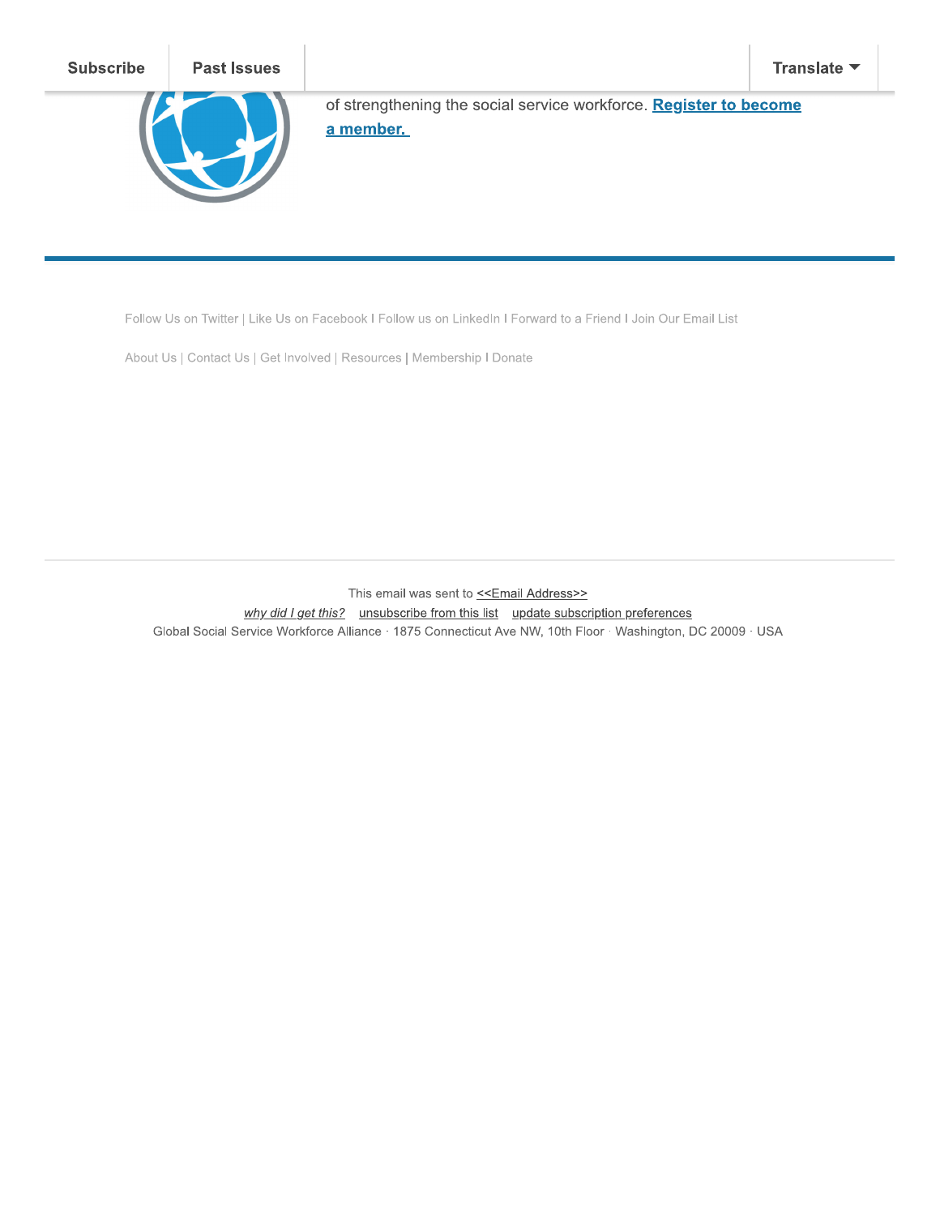Subscribe | Past Issues | Translate

of strengthening the social service workforce. **Register to become a member.**

Follow Us on Twitter | Like Us on Facebook I Follow us on LinkedIn I Forward to a Friend I Join Our Email List

About Us | Contact Us | Get Involved | Resources | Membership I Donate

---

This email was sent to <<Email Address>>

*why did I get this?* unsubscribe from this list update subscription preferences

Global Social Service Workforce Alliance · 1875 Connecticut Ave NW, 10th Floor · Washington, DC 20009 · USA